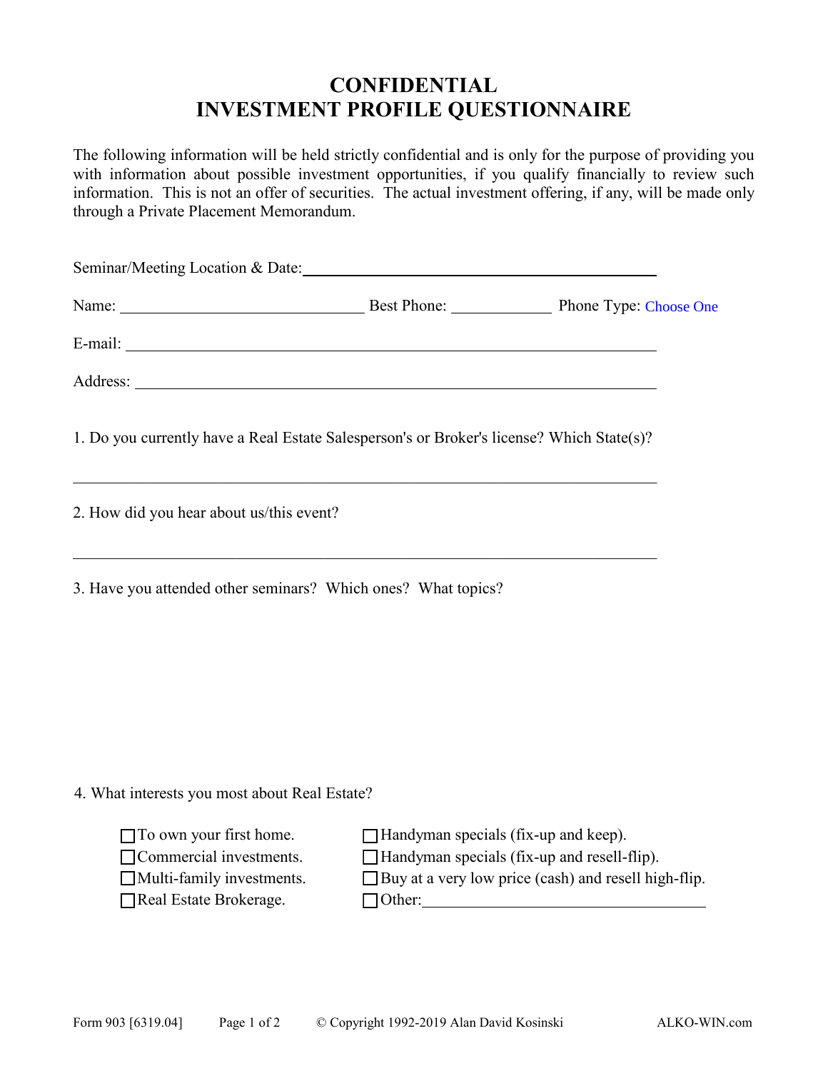# CONFIDENTIAL
# INVESTMENT PROFILE QUESTIONNAIRE

The following information will be held strictly confidential and is only for the purpose of providing you with information about possible investment opportunities, if you qualify financially to review such information. This is not an offer of securities. The actual investment offering, if any, will be made only through a Private Placement Memorandum.

Seminar/Meeting Location & Date: ____________________________________________

Name: ______________________________ Best Phone: ____________ Phone Type: Choose One

E-mail: ______________________________________________________________

Address: _____________________________________________________________

1. Do you currently have a Real Estate Salesperson's or Broker's license? Which State(s)?

_____________________________________________________________________

2. How did you hear about us/this event?

_____________________________________________________________________

3. Have you attended other seminars? Which ones? What topics?

4. What interests you most about Real Estate?

- ☐ To own your first home.
- ☐ Commercial investments.
- ☐ Multi-family investments.
- ☐ Real Estate Brokerage.
- ☐ Handyman specials (fix-up and keep).
- ☐ Handyman specials (fix-up and resell-flip).
- ☐ Buy at a very low price (cash) and resell high-flip.
- ☐ Other: ________________________________

Form 903 [6319.04] © Copyright 1992-2019 Alan David Kosinski ALKO-WIN.com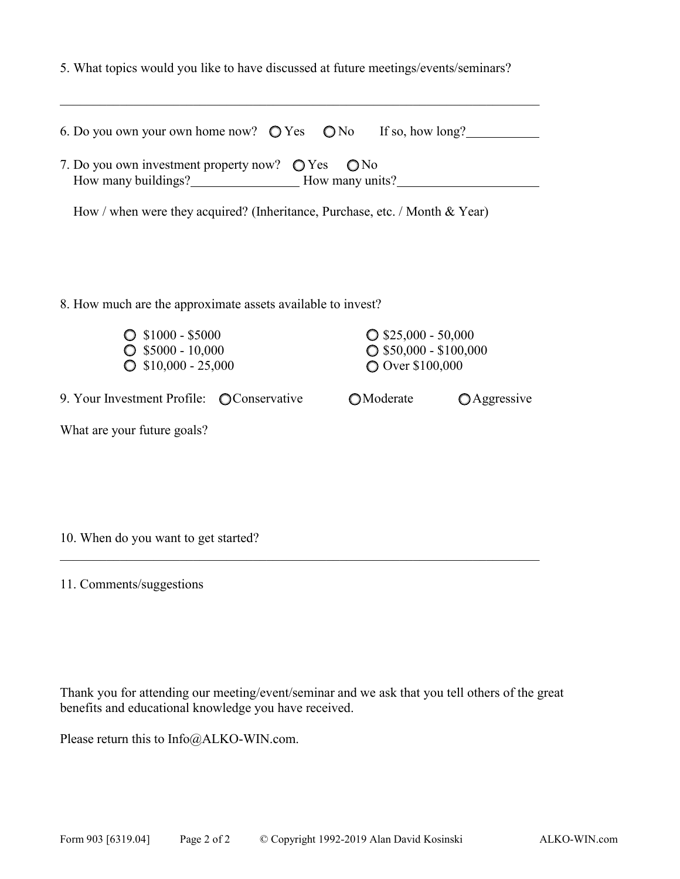5. What topics would you like to have discussed at future meetings/events/seminars?

\_\_\_\_\_\_\_\_\_\_\_\_\_\_\_\_\_\_\_\_\_\_\_\_\_\_\_\_\_\_\_\_\_\_\_\_\_\_\_\_\_\_\_\_\_\_\_\_\_\_\_\_\_\_\_\_\_\_\_\_\_\_\_\_\_\_\_\_\_\_

6. Do you own your own home now? ○ Yes ○ No If so, how long?\_\_\_\_\_\_\_\_\_\_\_

7. Do you own investment property now? ○ Yes ○ No
   How many buildings?\_\_\_\_\_\_\_\_\_\_\_\_\_\_\_\_ How many units?\_\_\_\_\_\_\_\_\_\_\_\_\_\_\_\_\_\_\_\_\_

   How / when were they acquired? (Inheritance, Purchase, etc. / Month & Year)

8. How much are the approximate assets available to invest?

   ○ $1000 - $5000
   ○ $5000 - 10,000
   ○ $10,000 - 25,000
   ○ $25,000 - 50,000
   ○ $50,000 - $100,000
   ○ Over $100,000

9. Your Investment Profile: ○ Conservative ○ Moderate ○ Aggressive

What are your future goals?

10. When do you want to get started?

\_\_\_\_\_\_\_\_\_\_\_\_\_\_\_\_\_\_\_\_\_\_\_\_\_\_\_\_\_\_\_\_\_\_\_\_\_\_\_\_\_\_\_\_\_\_\_\_\_\_\_\_\_\_\_\_\_\_\_\_\_\_\_\_\_\_\_\_\_\_

11. Comments/suggestions

Thank you for attending our meeting/event/seminar and we ask that you tell others of the great benefits and educational knowledge you have received.

Please return this to Info@ALKO-WIN.com.

Form 903 [6319.04] © Copyright 1992-2019 Alan David Kosinski ALKO-WIN.com